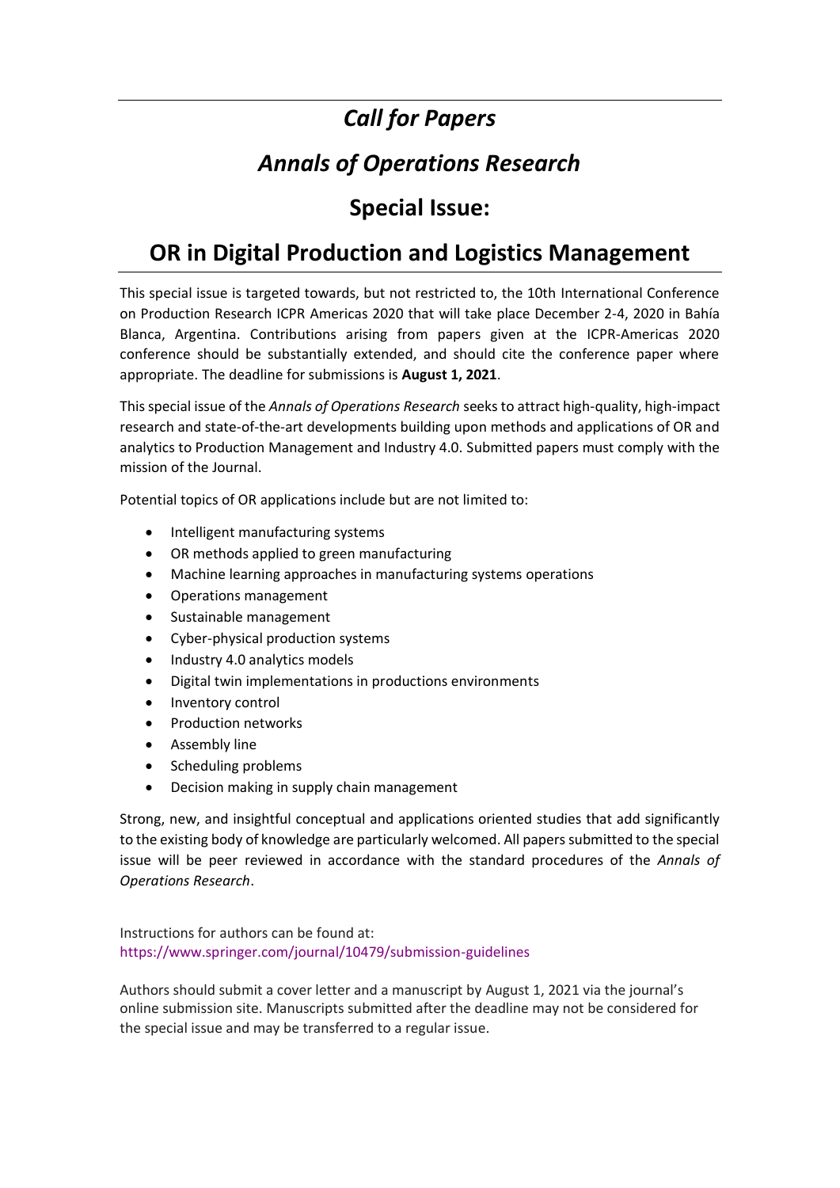# *Call for Papers*

# *Annals of Operations Research*

# Special Issue:

# OR in Digital Production and Logistics Management

This special issue is targeted towards, but not restricted to, the 10th International Conference on Production Research ICPR Americas 2020 that will take place December 2-4, 2020 in Bahía Blanca, Argentina. Contributions arising from papers given at the ICPR-Americas 2020 conference should be substantially extended, and should cite the conference paper where appropriate. The deadline for submissions is **August 1, 2021**.

This special issue of the *Annals of Operations Research* seeks to attract high-quality, high-impact research and state-of-the-art developments building upon methods and applications of OR and analytics to Production Management and Industry 4.0. Submitted papers must comply with the mission of the Journal.

Potential topics of OR applications include but are not limited to:

- Intelligent manufacturing systems
- OR methods applied to green manufacturing
- Machine learning approaches in manufacturing systems operations
- Operations management
- Sustainable management
- Cyber-physical production systems
- Industry 4.0 analytics models
- Digital twin implementations in productions environments
- Inventory control
- Production networks
- Assembly line
- Scheduling problems
- Decision making in supply chain management

Strong, new, and insightful conceptual and applications oriented studies that add significantly to the existing body of knowledge are particularly welcomed. All papers submitted to the special issue will be peer reviewed in accordance with the standard procedures of the *Annals of Operations Research*.

Instructions for authors can be found at:
https://www.springer.com/journal/10479/submission-guidelines

Authors should submit a cover letter and a manuscript by August 1, 2021 via the journal's online submission site. Manuscripts submitted after the deadline may not be considered for the special issue and may be transferred to a regular issue.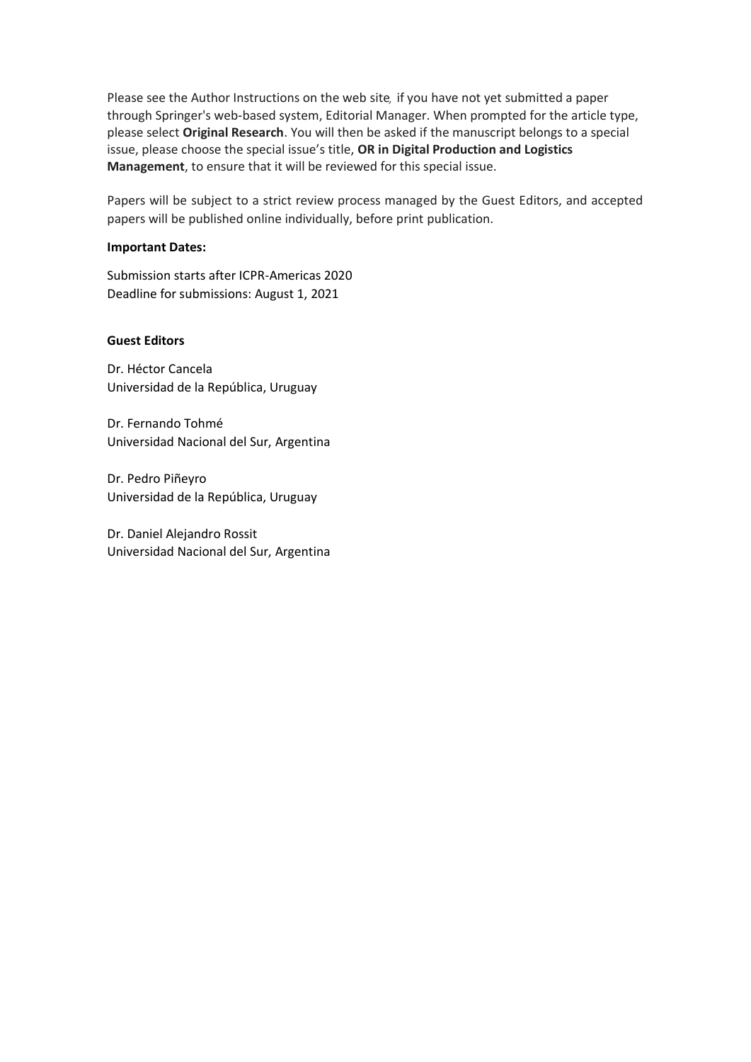Please see the Author Instructions on the web site, if you have not yet submitted a paper through Springer's web-based system, Editorial Manager. When prompted for the article type, please select **Original Research**. You will then be asked if the manuscript belongs to a special issue, please choose the special issue's title, **OR in Digital Production and Logistics Management**, to ensure that it will be reviewed for this special issue.

Papers will be subject to a strict review process managed by the Guest Editors, and accepted papers will be published online individually, before print publication.

**Important Dates:**

Submission starts after ICPR-Americas 2020
Deadline for submissions: August 1, 2021

**Guest Editors**

Dr. Héctor Cancela
Universidad de la República, Uruguay

Dr. Fernando Tohmé
Universidad Nacional del Sur, Argentina

Dr. Pedro Piñeyro
Universidad de la República, Uruguay

Dr. Daniel Alejandro Rossit
Universidad Nacional del Sur, Argentina